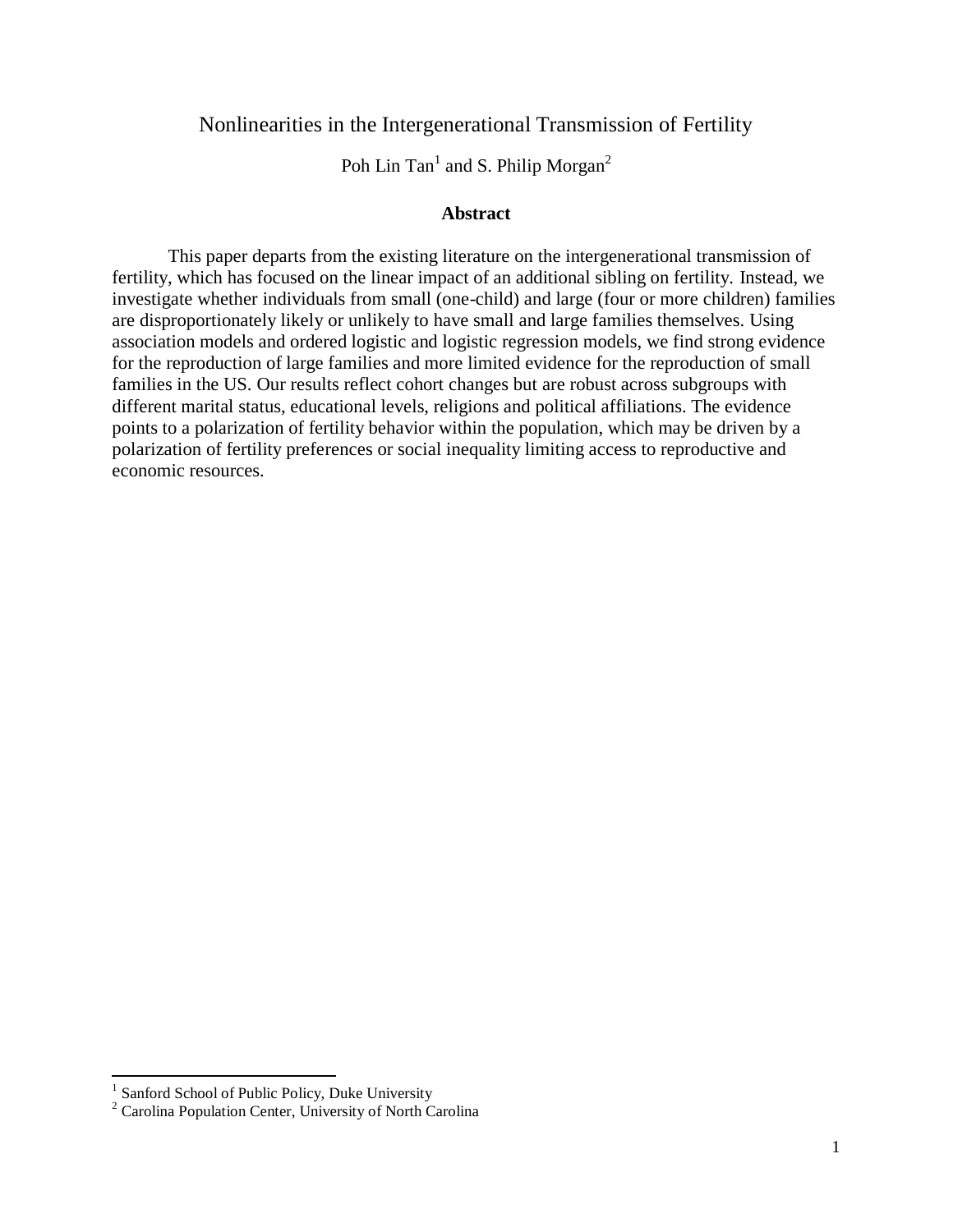# Nonlinearities in the Intergenerational Transmission of Fertility

Poh Lin Tan[1] and S. Philip Morgan[2]

### Abstract

This paper departs from the existing literature on the intergenerational transmission of fertility, which has focused on the linear impact of an additional sibling on fertility. Instead, we investigate whether individuals from small (one-child) and large (four or more children) families are disproportionately likely or unlikely to have small and large families themselves. Using association models and ordered logistic and logistic regression models, we find strong evidence for the reproduction of large families and more limited evidence for the reproduction of small families in the US. Our results reflect cohort changes but are robust across subgroups with different marital status, educational levels, religions and political affiliations. The evidence points to a polarization of fertility behavior within the population, which may be driven by a polarization of fertility preferences or social inequality limiting access to reproductive and economic resources.

[1] Sanford School of Public Policy, Duke University

[2] Carolina Population Center, University of North Carolina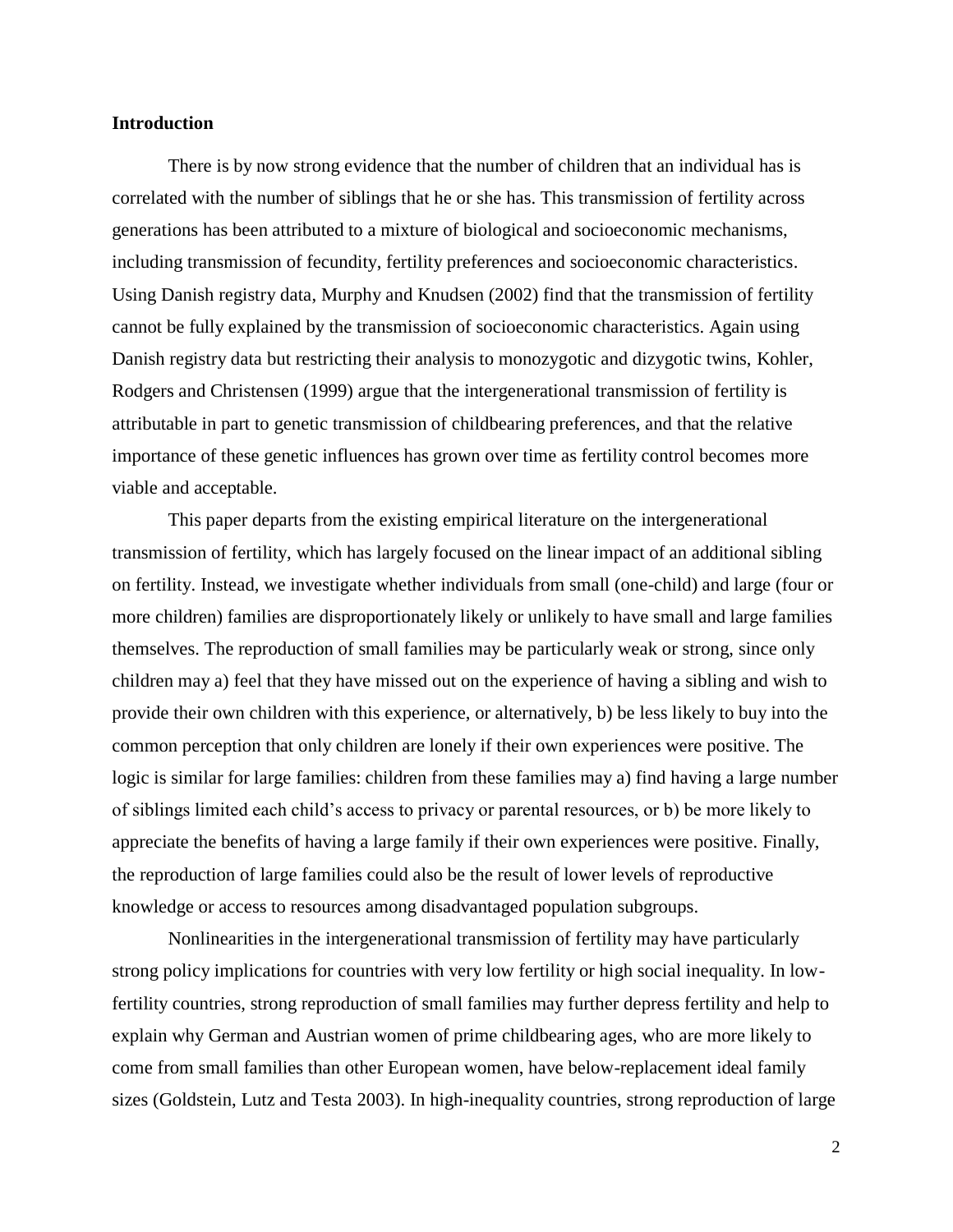## Introduction

There is by now strong evidence that the number of children that an individual has is correlated with the number of siblings that he or she has. This transmission of fertility across generations has been attributed to a mixture of biological and socioeconomic mechanisms, including transmission of fecundity, fertility preferences and socioeconomic characteristics. Using Danish registry data, Murphy and Knudsen (2002) find that the transmission of fertility cannot be fully explained by the transmission of socioeconomic characteristics. Again using Danish registry data but restricting their analysis to monozygotic and dizygotic twins, Kohler, Rodgers and Christensen (1999) argue that the intergenerational transmission of fertility is attributable in part to genetic transmission of childbearing preferences, and that the relative importance of these genetic influences has grown over time as fertility control becomes more viable and acceptable.

This paper departs from the existing empirical literature on the intergenerational transmission of fertility, which has largely focused on the linear impact of an additional sibling on fertility. Instead, we investigate whether individuals from small (one-child) and large (four or more children) families are disproportionately likely or unlikely to have small and large families themselves. The reproduction of small families may be particularly weak or strong, since only children may a) feel that they have missed out on the experience of having a sibling and wish to provide their own children with this experience, or alternatively, b) be less likely to buy into the common perception that only children are lonely if their own experiences were positive. The logic is similar for large families: children from these families may a) find having a large number of siblings limited each child's access to privacy or parental resources, or b) be more likely to appreciate the benefits of having a large family if their own experiences were positive. Finally, the reproduction of large families could also be the result of lower levels of reproductive knowledge or access to resources among disadvantaged population subgroups.

Nonlinearities in the intergenerational transmission of fertility may have particularly strong policy implications for countries with very low fertility or high social inequality. In low-fertility countries, strong reproduction of small families may further depress fertility and help to explain why German and Austrian women of prime childbearing ages, who are more likely to come from small families than other European women, have below-replacement ideal family sizes (Goldstein, Lutz and Testa 2003). In high-inequality countries, strong reproduction of large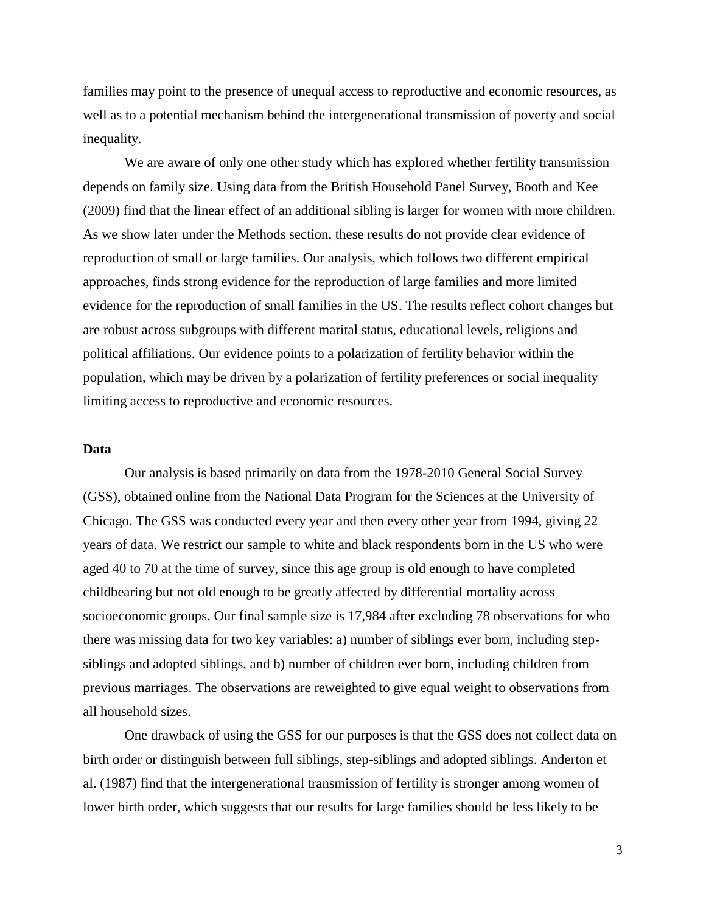families may point to the presence of unequal access to reproductive and economic resources, as well as to a potential mechanism behind the intergenerational transmission of poverty and social inequality.

We are aware of only one other study which has explored whether fertility transmission depends on family size. Using data from the British Household Panel Survey, Booth and Kee (2009) find that the linear effect of an additional sibling is larger for women with more children. As we show later under the Methods section, these results do not provide clear evidence of reproduction of small or large families. Our analysis, which follows two different empirical approaches, finds strong evidence for the reproduction of large families and more limited evidence for the reproduction of small families in the US. The results reflect cohort changes but are robust across subgroups with different marital status, educational levels, religions and political affiliations. Our evidence points to a polarization of fertility behavior within the population, which may be driven by a polarization of fertility preferences or social inequality limiting access to reproductive and economic resources.

## Data

Our analysis is based primarily on data from the 1978-2010 General Social Survey (GSS), obtained online from the National Data Program for the Sciences at the University of Chicago. The GSS was conducted every year and then every other year from 1994, giving 22 years of data. We restrict our sample to white and black respondents born in the US who were aged 40 to 70 at the time of survey, since this age group is old enough to have completed childbearing but not old enough to be greatly affected by differential mortality across socioeconomic groups. Our final sample size is 17,984 after excluding 78 observations for who there was missing data for two key variables: a) number of siblings ever born, including step-siblings and adopted siblings, and b) number of children ever born, including children from previous marriages. The observations are reweighted to give equal weight to observations from all household sizes.

One drawback of using the GSS for our purposes is that the GSS does not collect data on birth order or distinguish between full siblings, step-siblings and adopted siblings. Anderton et al. (1987) find that the intergenerational transmission of fertility is stronger among women of lower birth order, which suggests that our results for large families should be less likely to be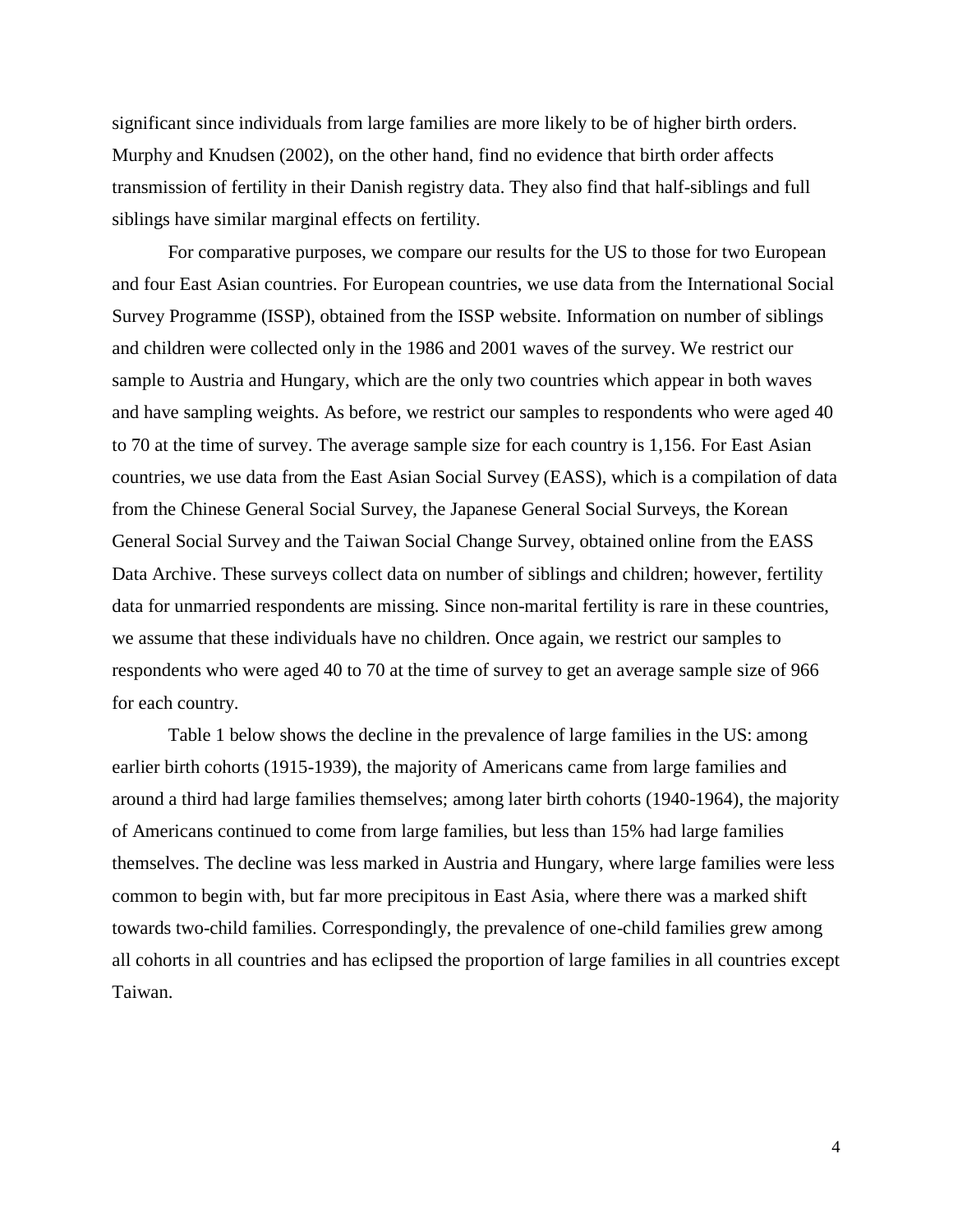significant since individuals from large families are more likely to be of higher birth orders. Murphy and Knudsen (2002), on the other hand, find no evidence that birth order affects transmission of fertility in their Danish registry data. They also find that half-siblings and full siblings have similar marginal effects on fertility.

For comparative purposes, we compare our results for the US to those for two European and four East Asian countries. For European countries, we use data from the International Social Survey Programme (ISSP), obtained from the ISSP website. Information on number of siblings and children were collected only in the 1986 and 2001 waves of the survey. We restrict our sample to Austria and Hungary, which are the only two countries which appear in both waves and have sampling weights. As before, we restrict our samples to respondents who were aged 40 to 70 at the time of survey. The average sample size for each country is 1,156. For East Asian countries, we use data from the East Asian Social Survey (EASS), which is a compilation of data from the Chinese General Social Survey, the Japanese General Social Surveys, the Korean General Social Survey and the Taiwan Social Change Survey, obtained online from the EASS Data Archive. These surveys collect data on number of siblings and children; however, fertility data for unmarried respondents are missing. Since non-marital fertility is rare in these countries, we assume that these individuals have no children. Once again, we restrict our samples to respondents who were aged 40 to 70 at the time of survey to get an average sample size of 966 for each country.

Table 1 below shows the decline in the prevalence of large families in the US: among earlier birth cohorts (1915-1939), the majority of Americans came from large families and around a third had large families themselves; among later birth cohorts (1940-1964), the majority of Americans continued to come from large families, but less than 15% had large families themselves. The decline was less marked in Austria and Hungary, where large families were less common to begin with, but far more precipitous in East Asia, where there was a marked shift towards two-child families. Correspondingly, the prevalence of one-child families grew among all cohorts in all countries and has eclipsed the proportion of large families in all countries except Taiwan.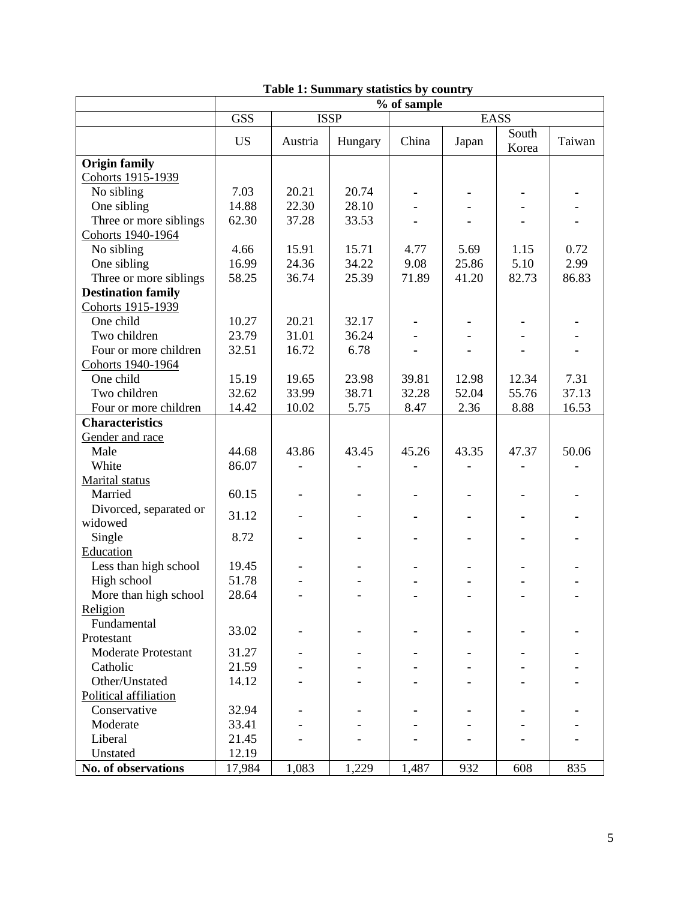**Table 1: Summary statistics by country**

| | % of sample | | | | | | |
|---|---|---|---|---|---|---|---|
| | GSS | ISSP | | EASS | | | |
| | US | Austria | Hungary | China | Japan | South Korea | Taiwan |
| **Origin family** | | | | | | | |
| Cohorts 1915-1939 | | | | | | | |
| No sibling | 7.03 | 20.21 | 20.74 | - | - | - | - |
| One sibling | 14.88 | 22.30 | 28.10 | - | - | - | - |
| Three or more siblings | 62.30 | 37.28 | 33.53 | - | - | - | - |
| Cohorts 1940-1964 | | | | | | | |
| No sibling | 4.66 | 15.91 | 15.71 | 4.77 | 5.69 | 1.15 | 0.72 |
| One sibling | 16.99 | 24.36 | 34.22 | 9.08 | 25.86 | 5.10 | 2.99 |
| Three or more siblings | 58.25 | 36.74 | 25.39 | 71.89 | 41.20 | 82.73 | 86.83 |
| **Destination family** | | | | | | | |
| Cohorts 1915-1939 | | | | | | | |
| One child | 10.27 | 20.21 | 32.17 | - | - | - | - |
| Two children | 23.79 | 31.01 | 36.24 | - | - | - | - |
| Four or more children | 32.51 | 16.72 | 6.78 | - | - | - | - |
| Cohorts 1940-1964 | | | | | | | |
| One child | 15.19 | 19.65 | 23.98 | 39.81 | 12.98 | 12.34 | 7.31 |
| Two children | 32.62 | 33.99 | 38.71 | 32.28 | 52.04 | 55.76 | 37.13 |
| Four or more children | 14.42 | 10.02 | 5.75 | 8.47 | 2.36 | 8.88 | 16.53 |
| **Characteristics** | | | | | | | |
| Gender and race | | | | | | | |
| Male | 44.68 | 43.86 | 43.45 | 45.26 | 43.35 | 47.37 | 50.06 |
| White | 86.07 | - | - | - | - | - | - |
| Marital status | | | | | | | |
| Married | 60.15 | - | - | - | - | - | - |
| Divorced, separated or widowed | 31.12 | - | - | - | - | - | - |
| Single | 8.72 | - | - | - | - | - | - |
| Education | | | | | | | |
| Less than high school | 19.45 | - | - | - | - | - | - |
| High school | 51.78 | - | - | - | - | - | - |
| More than high school | 28.64 | - | - | - | - | - | - |
| Religion | | | | | | | |
| Fundamental Protestant | 33.02 | - | - | - | - | - | - |
| Moderate Protestant | 31.27 | - | - | - | - | - | - |
| Catholic | 21.59 | - | - | - | - | - | - |
| Other/Unstated | 14.12 | - | - | - | - | - | - |
| Political affiliation | | | | | | | |
| Conservative | 32.94 | - | - | - | - | - | - |
| Moderate | 33.41 | - | - | - | - | - | - |
| Liberal | 21.45 | - | - | - | - | - | - |
| Unstated | 12.19 | | | | | | |
| **No. of observations** | 17,984 | 1,083 | 1,229 | 1,487 | 932 | 608 | 835 |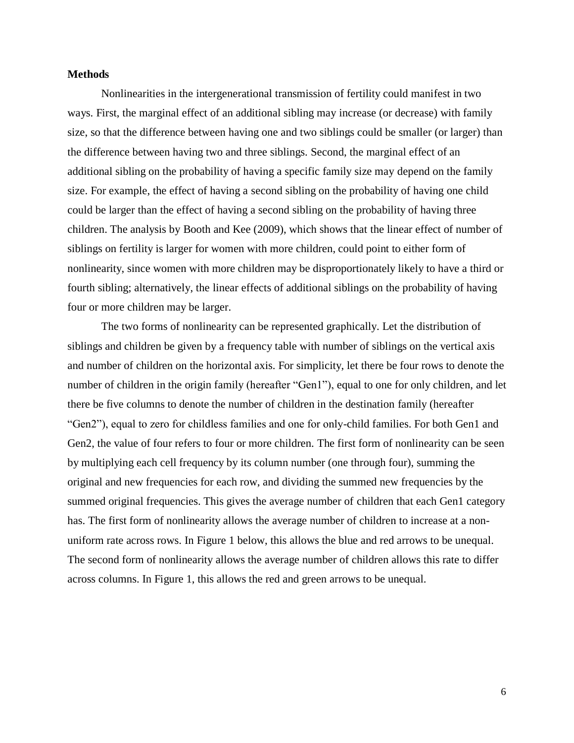**Methods**

Nonlinearities in the intergenerational transmission of fertility could manifest in two ways. First, the marginal effect of an additional sibling may increase (or decrease) with family size, so that the difference between having one and two siblings could be smaller (or larger) than the difference between having two and three siblings. Second, the marginal effect of an additional sibling on the probability of having a specific family size may depend on the family size. For example, the effect of having a second sibling on the probability of having one child could be larger than the effect of having a second sibling on the probability of having three children. The analysis by Booth and Kee (2009), which shows that the linear effect of number of siblings on fertility is larger for women with more children, could point to either form of nonlinearity, since women with more children may be disproportionately likely to have a third or fourth sibling; alternatively, the linear effects of additional siblings on the probability of having four or more children may be larger.

The two forms of nonlinearity can be represented graphically. Let the distribution of siblings and children be given by a frequency table with number of siblings on the vertical axis and number of children on the horizontal axis. For simplicity, let there be four rows to denote the number of children in the origin family (hereafter "Gen1"), equal to one for only children, and let there be five columns to denote the number of children in the destination family (hereafter "Gen2"), equal to zero for childless families and one for only-child families. For both Gen1 and Gen2, the value of four refers to four or more children. The first form of nonlinearity can be seen by multiplying each cell frequency by its column number (one through four), summing the original and new frequencies for each row, and dividing the summed new frequencies by the summed original frequencies. This gives the average number of children that each Gen1 category has. The first form of nonlinearity allows the average number of children to increase at a non-uniform rate across rows. In Figure 1 below, this allows the blue and red arrows to be unequal. The second form of nonlinearity allows the average number of children allows this rate to differ across columns. In Figure 1, this allows the red and green arrows to be unequal.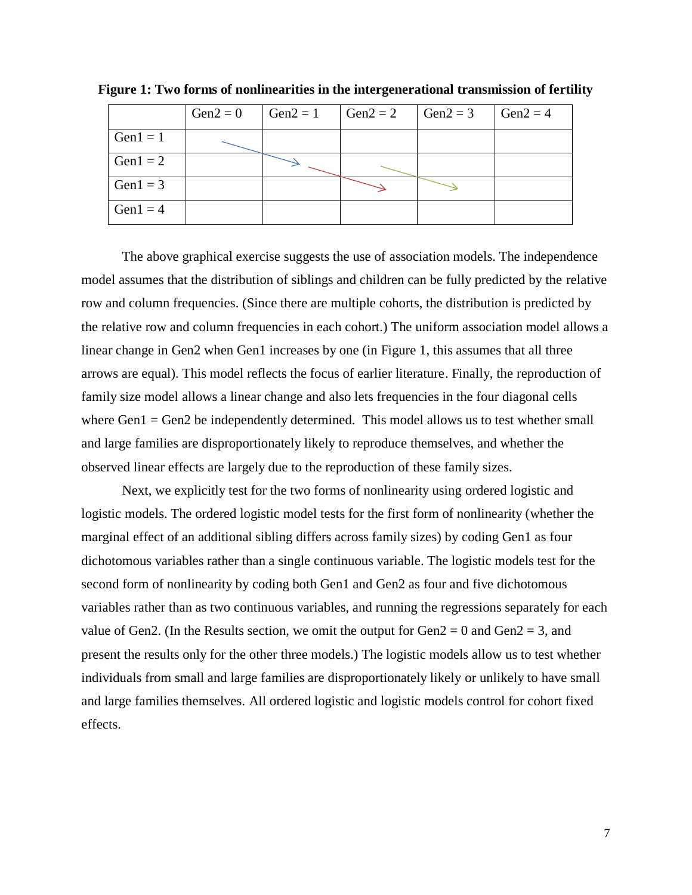**Figure 1: Two forms of nonlinearities in the intergenerational transmission of fertility**

| | Gen2 = 0 | Gen2 = 1 | Gen2 = 2 | Gen2 = 3 | Gen2 = 4 |
|---|---|---|---|---|---|
| Gen1 = 1 | | | | | |
| Gen1 = 2 | | | | | |
| Gen1 = 3 | | | | | |
| Gen1 = 4 | | | | | |

The above graphical exercise suggests the use of association models. The independence model assumes that the distribution of siblings and children can be fully predicted by the relative row and column frequencies. (Since there are multiple cohorts, the distribution is predicted by the relative row and column frequencies in each cohort.) The uniform association model allows a linear change in Gen2 when Gen1 increases by one (in Figure 1, this assumes that all three arrows are equal). This model reflects the focus of earlier literature. Finally, the reproduction of family size model allows a linear change and also lets frequencies in the four diagonal cells where Gen1 = Gen2 be independently determined. This model allows us to test whether small and large families are disproportionately likely to reproduce themselves, and whether the observed linear effects are largely due to the reproduction of these family sizes.

Next, we explicitly test for the two forms of nonlinearity using ordered logistic and logistic models. The ordered logistic model tests for the first form of nonlinearity (whether the marginal effect of an additional sibling differs across family sizes) by coding Gen1 as four dichotomous variables rather than a single continuous variable. The logistic models test for the second form of nonlinearity by coding both Gen1 and Gen2 as four and five dichotomous variables rather than as two continuous variables, and running the regressions separately for each value of Gen2. (In the Results section, we omit the output for Gen2 = 0 and Gen2 = 3, and present the results only for the other three models.) The logistic models allow us to test whether individuals from small and large families are disproportionately likely or unlikely to have small and large families themselves. All ordered logistic and logistic models control for cohort fixed effects.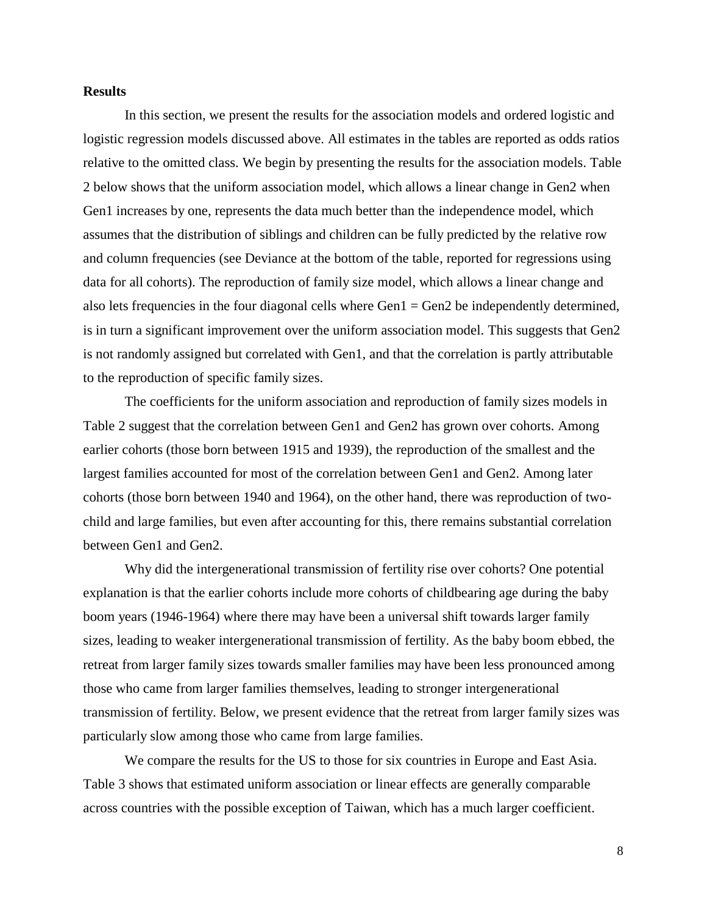**Results**

In this section, we present the results for the association models and ordered logistic and logistic regression models discussed above. All estimates in the tables are reported as odds ratios relative to the omitted class. We begin by presenting the results for the association models. Table 2 below shows that the uniform association model, which allows a linear change in Gen2 when Gen1 increases by one, represents the data much better than the independence model, which assumes that the distribution of siblings and children can be fully predicted by the relative row and column frequencies (see Deviance at the bottom of the table, reported for regressions using data for all cohorts). The reproduction of family size model, which allows a linear change and also lets frequencies in the four diagonal cells where Gen1 = Gen2 be independently determined, is in turn a significant improvement over the uniform association model. This suggests that Gen2 is not randomly assigned but correlated with Gen1, and that the correlation is partly attributable to the reproduction of specific family sizes.

The coefficients for the uniform association and reproduction of family sizes models in Table 2 suggest that the correlation between Gen1 and Gen2 has grown over cohorts. Among earlier cohorts (those born between 1915 and 1939), the reproduction of the smallest and the largest families accounted for most of the correlation between Gen1 and Gen2. Among later cohorts (those born between 1940 and 1964), on the other hand, there was reproduction of two-child and large families, but even after accounting for this, there remains substantial correlation between Gen1 and Gen2.

Why did the intergenerational transmission of fertility rise over cohorts? One potential explanation is that the earlier cohorts include more cohorts of childbearing age during the baby boom years (1946-1964) where there may have been a universal shift towards larger family sizes, leading to weaker intergenerational transmission of fertility. As the baby boom ebbed, the retreat from larger family sizes towards smaller families may have been less pronounced among those who came from larger families themselves, leading to stronger intergenerational transmission of fertility. Below, we present evidence that the retreat from larger family sizes was particularly slow among those who came from large families.

We compare the results for the US to those for six countries in Europe and East Asia. Table 3 shows that estimated uniform association or linear effects are generally comparable across countries with the possible exception of Taiwan, which has a much larger coefficient.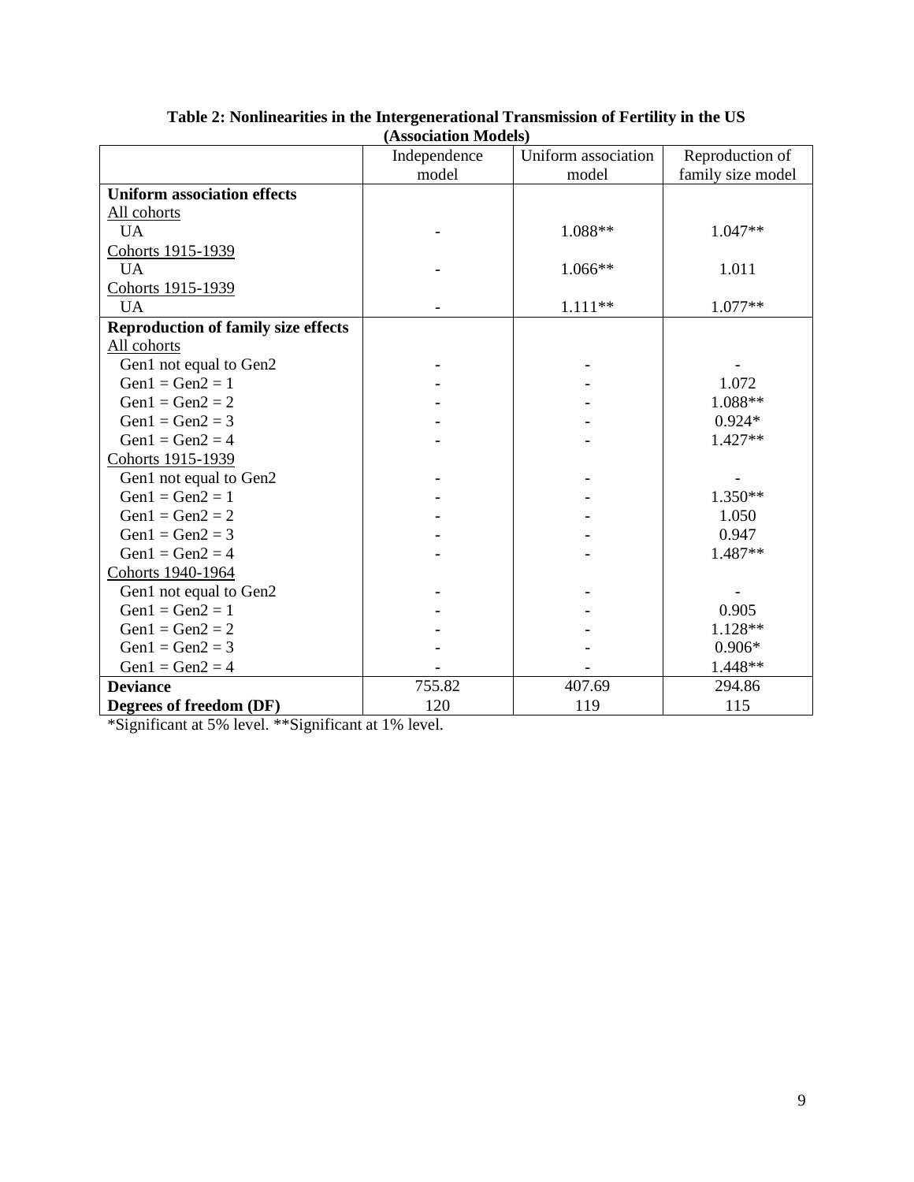**Table 2: Nonlinearities in the Intergenerational Transmission of Fertility in the US (Association Models)**

| | Independence model | Uniform association model | Reproduction of family size model |
|---|---|---|---|
| **Uniform association effects** | | | |
| All cohorts | | | |
| UA | - | 1.088** | 1.047** |
| Cohorts 1915-1939 | | | |
| UA | - | 1.066** | 1.011 |
| Cohorts 1915-1939 | | | |
| UA | - | 1.111** | 1.077** |
| **Reproduction of family size effects** | | | |
| All cohorts | | | |
| Gen1 not equal to Gen2 | - | - | - |
| Gen1 = Gen2 = 1 | - | - | 1.072 |
| Gen1 = Gen2 = 2 | - | - | 1.088** |
| Gen1 = Gen2 = 3 | - | - | 0.924* |
| Gen1 = Gen2 = 4 | - | - | 1.427** |
| Cohorts 1915-1939 | | | |
| Gen1 not equal to Gen2 | - | - | - |
| Gen1 = Gen2 = 1 | - | - | 1.350** |
| Gen1 = Gen2 = 2 | - | - | 1.050 |
| Gen1 = Gen2 = 3 | - | - | 0.947 |
| Gen1 = Gen2 = 4 | - | - | 1.487** |
| Cohorts 1940-1964 | | | |
| Gen1 not equal to Gen2 | - | - | - |
| Gen1 = Gen2 = 1 | - | - | 0.905 |
| Gen1 = Gen2 = 2 | - | - | 1.128** |
| Gen1 = Gen2 = 3 | - | - | 0.906* |
| Gen1 = Gen2 = 4 | - | - | 1.448** |
| **Deviance** | 755.82 | 407.69 | 294.86 |
| **Degrees of freedom (DF)** | 120 | 119 | 115 |

*Significant at 5% level. **Significant at 1% level.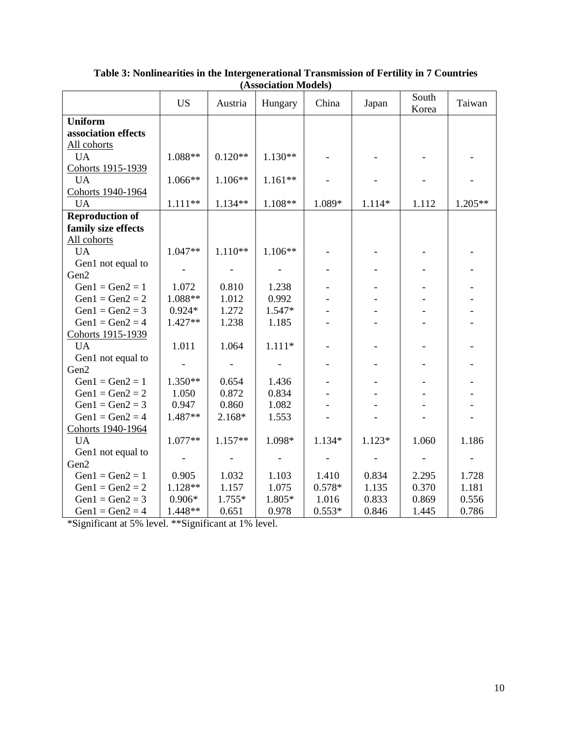**Table 3: Nonlinearities in the Intergenerational Transmission of Fertility in 7 Countries (Association Models)**

| | US | Austria | Hungary | China | Japan | South Korea | Taiwan |
|---|---|---|---|---|---|---|---|
| **Uniform association effects** | | | | | | | |
| All cohorts | | | | | | | |
| UA | 1.088** | 0.120** | 1.130** | - | - | - | - |
| Cohorts 1915-1939 | | | | | | | |
| UA | 1.066** | 1.106** | 1.161** | - | - | - | - |
| Cohorts 1940-1964 | | | | | | | |
| UA | 1.111** | 1.134** | 1.108** | 1.089* | 1.114* | 1.112 | 1.205** |
| **Reproduction of family size effects** | | | | | | | |
| All cohorts | | | | | | | |
| UA | 1.047** | 1.110** | 1.106** | - | - | - | - |
| Gen1 not equal to Gen2 | - | - | - | - | - | - | - |
| Gen1 = Gen2 = 1 | 1.072 | 0.810 | 1.238 | - | - | - | - |
| Gen1 = Gen2 = 2 | 1.088** | 1.012 | 0.992 | - | - | - | - |
| Gen1 = Gen2 = 3 | 0.924* | 1.272 | 1.547* | - | - | - | - |
| Gen1 = Gen2 = 4 | 1.427** | 1.238 | 1.185 | - | - | - | - |
| Cohorts 1915-1939 | | | | | | | |
| UA | 1.011 | 1.064 | 1.111* | - | - | - | - |
| Gen1 not equal to Gen2 | - | - | - | - | - | - | - |
| Gen1 = Gen2 = 1 | 1.350** | 0.654 | 1.436 | - | - | - | - |
| Gen1 = Gen2 = 2 | 1.050 | 0.872 | 0.834 | - | - | - | - |
| Gen1 = Gen2 = 3 | 0.947 | 0.860 | 1.082 | - | - | - | - |
| Gen1 = Gen2 = 4 | 1.487** | 2.168* | 1.553 | - | - | - | - |
| Cohorts 1940-1964 | | | | | | | |
| UA | 1.077** | 1.157** | 1.098* | 1.134* | 1.123* | 1.060 | 1.186 |
| Gen1 not equal to Gen2 | - | - | - | - | - | - | - |
| Gen1 = Gen2 = 1 | 0.905 | 1.032 | 1.103 | 1.410 | 0.834 | 2.295 | 1.728 |
| Gen1 = Gen2 = 2 | 1.128** | 1.157 | 1.075 | 0.578* | 1.135 | 0.370 | 1.181 |
| Gen1 = Gen2 = 3 | 0.906* | 1.755* | 1.805* | 1.016 | 0.833 | 0.869 | 0.556 |
| Gen1 = Gen2 = 4 | 1.448** | 0.651 | 0.978 | 0.553* | 0.846 | 1.445 | 0.786 |

*Significant at 5% level. **Significant at 1% level.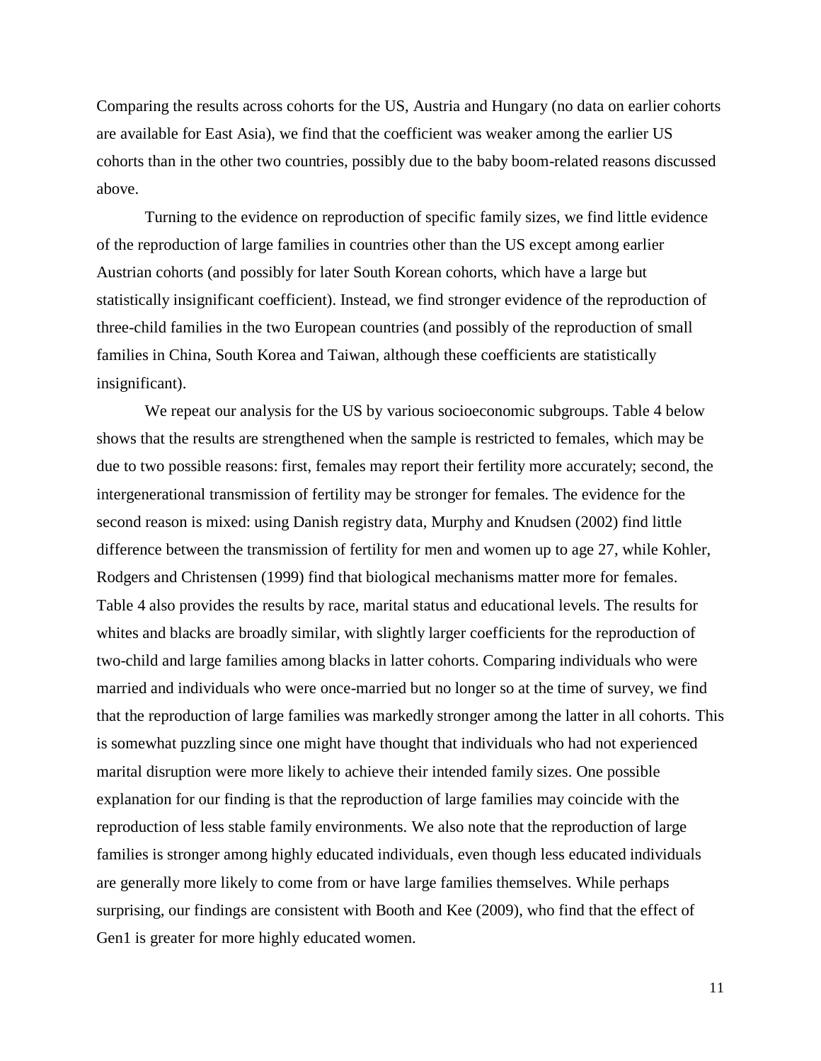Comparing the results across cohorts for the US, Austria and Hungary (no data on earlier cohorts are available for East Asia), we find that the coefficient was weaker among the earlier US cohorts than in the other two countries, possibly due to the baby boom-related reasons discussed above.

Turning to the evidence on reproduction of specific family sizes, we find little evidence of the reproduction of large families in countries other than the US except among earlier Austrian cohorts (and possibly for later South Korean cohorts, which have a large but statistically insignificant coefficient). Instead, we find stronger evidence of the reproduction of three-child families in the two European countries (and possibly of the reproduction of small families in China, South Korea and Taiwan, although these coefficients are statistically insignificant).

We repeat our analysis for the US by various socioeconomic subgroups. Table 4 below shows that the results are strengthened when the sample is restricted to females, which may be due to two possible reasons: first, females may report their fertility more accurately; second, the intergenerational transmission of fertility may be stronger for females. The evidence for the second reason is mixed: using Danish registry data, Murphy and Knudsen (2002) find little difference between the transmission of fertility for men and women up to age 27, while Kohler, Rodgers and Christensen (1999) find that biological mechanisms matter more for females. Table 4 also provides the results by race, marital status and educational levels. The results for whites and blacks are broadly similar, with slightly larger coefficients for the reproduction of two-child and large families among blacks in latter cohorts. Comparing individuals who were married and individuals who were once-married but no longer so at the time of survey, we find that the reproduction of large families was markedly stronger among the latter in all cohorts. This is somewhat puzzling since one might have thought that individuals who had not experienced marital disruption were more likely to achieve their intended family sizes. One possible explanation for our finding is that the reproduction of large families may coincide with the reproduction of less stable family environments. We also note that the reproduction of large families is stronger among highly educated individuals, even though less educated individuals are generally more likely to come from or have large families themselves. While perhaps surprising, our findings are consistent with Booth and Kee (2009), who find that the effect of Gen1 is greater for more highly educated women.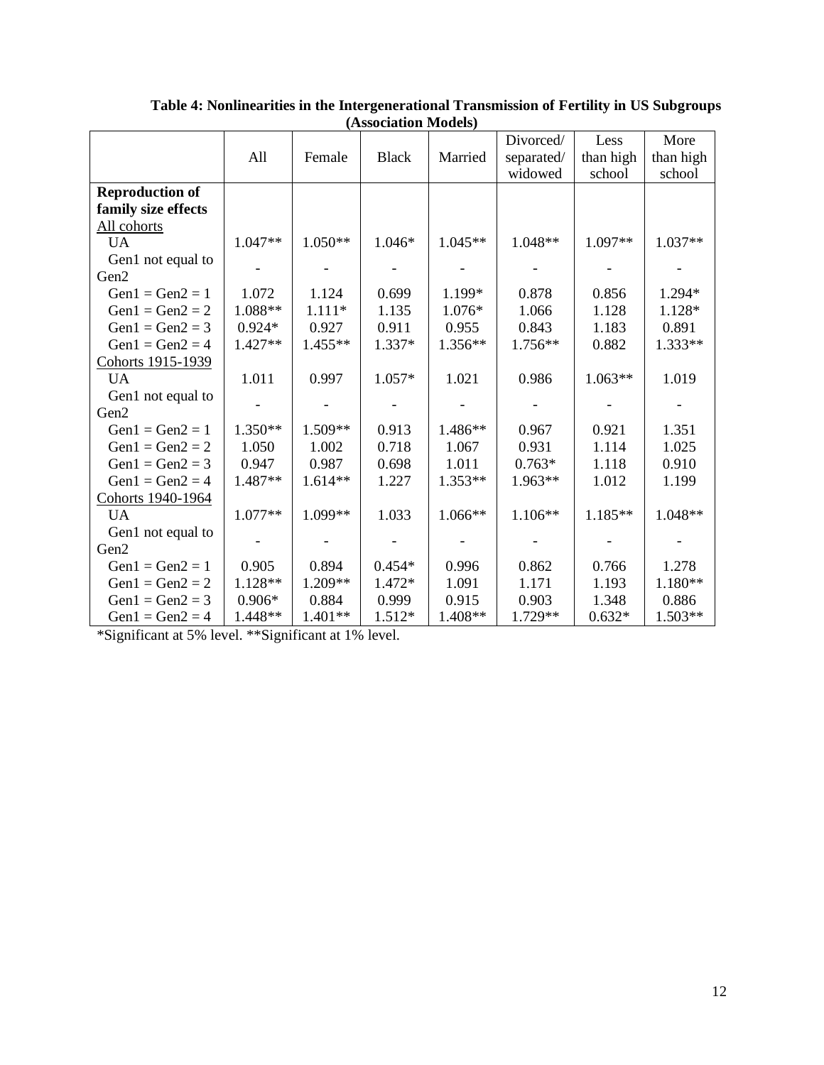**Table 4: Nonlinearities in the Intergenerational Transmission of Fertility in US Subgroups (Association Models)**

| | All | Female | Black | Married | Divorced/ separated/ widowed | Less than high school | More than high school |
|---|---|---|---|---|---|---|---|
| **Reproduction of family size effects** | | | | | | | |
| All cohorts | | | | | | | |
| UA | 1.047** | 1.050** | 1.046* | 1.045** | 1.048** | 1.097** | 1.037** |
| Gen1 not equal to Gen2 | - | - | - | - | - | - | - |
| Gen1 = Gen2 = 1 | 1.072 | 1.124 | 0.699 | 1.199* | 0.878 | 0.856 | 1.294* |
| Gen1 = Gen2 = 2 | 1.088** | 1.111* | 1.135 | 1.076* | 1.066 | 1.128 | 1.128* |
| Gen1 = Gen2 = 3 | 0.924* | 0.927 | 0.911 | 0.955 | 0.843 | 1.183 | 0.891 |
| Gen1 = Gen2 = 4 | 1.427** | 1.455** | 1.337* | 1.356** | 1.756** | 0.882 | 1.333** |
| Cohorts 1915-1939 | | | | | | | |
| UA | 1.011 | 0.997 | 1.057* | 1.021 | 0.986 | 1.063** | 1.019 |
| Gen1 not equal to Gen2 | - | - | - | - | - | - | - |
| Gen1 = Gen2 = 1 | 1.350** | 1.509** | 0.913 | 1.486** | 0.967 | 0.921 | 1.351 |
| Gen1 = Gen2 = 2 | 1.050 | 1.002 | 0.718 | 1.067 | 0.931 | 1.114 | 1.025 |
| Gen1 = Gen2 = 3 | 0.947 | 0.987 | 0.698 | 1.011 | 0.763* | 1.118 | 0.910 |
| Gen1 = Gen2 = 4 | 1.487** | 1.614** | 1.227 | 1.353** | 1.963** | 1.012 | 1.199 |
| Cohorts 1940-1964 | | | | | | | |
| UA | 1.077** | 1.099** | 1.033 | 1.066** | 1.106** | 1.185** | 1.048** |
| Gen1 not equal to Gen2 | - | - | - | - | - | - | - |
| Gen1 = Gen2 = 1 | 0.905 | 0.894 | 0.454* | 0.996 | 0.862 | 0.766 | 1.278 |
| Gen1 = Gen2 = 2 | 1.128** | 1.209** | 1.472* | 1.091 | 1.171 | 1.193 | 1.180** |
| Gen1 = Gen2 = 3 | 0.906* | 0.884 | 0.999 | 0.915 | 0.903 | 1.348 | 0.886 |
| Gen1 = Gen2 = 4 | 1.448** | 1.401** | 1.512* | 1.408** | 1.729** | 0.632* | 1.503** |

*Significant at 5% level. **Significant at 1% level.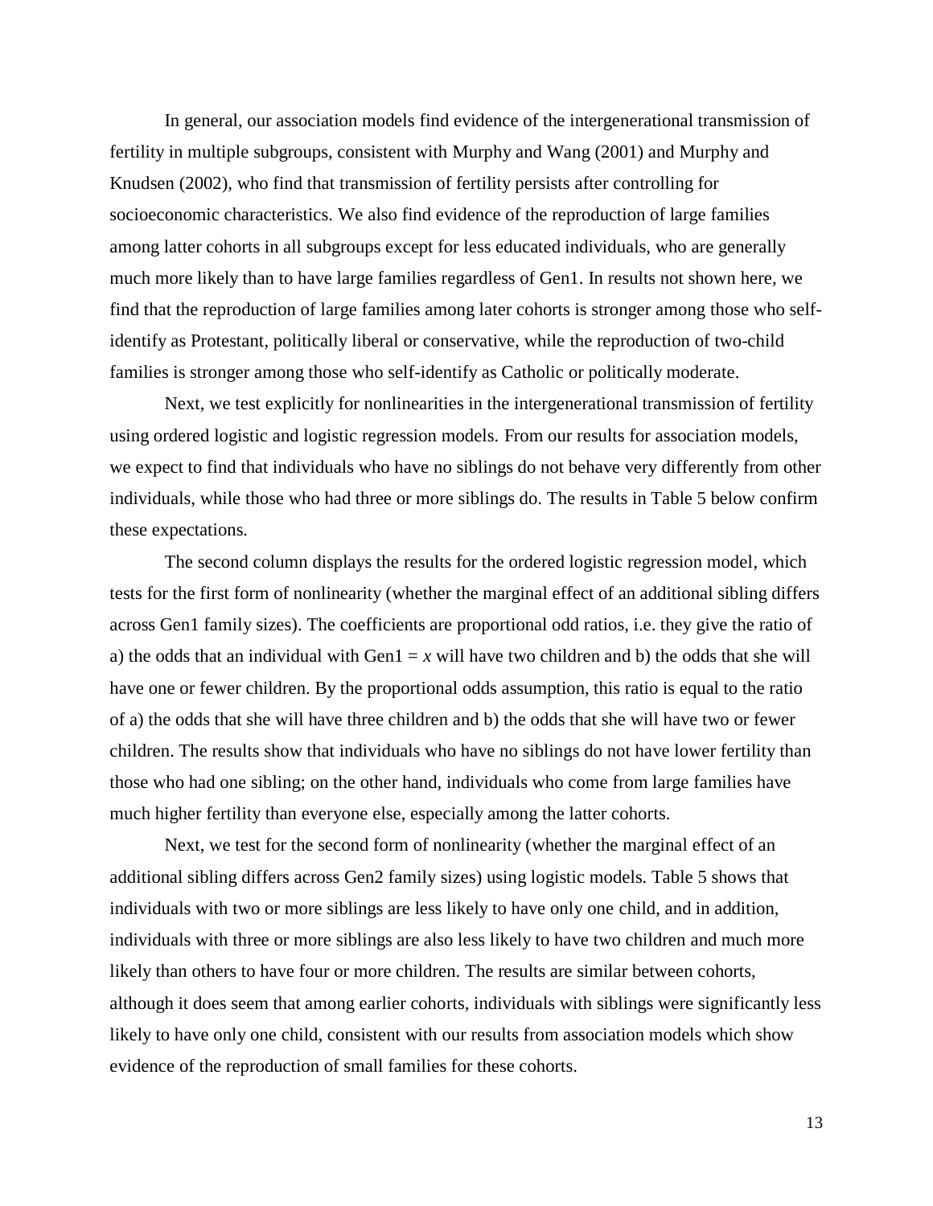In general, our association models find evidence of the intergenerational transmission of fertility in multiple subgroups, consistent with Murphy and Wang (2001) and Murphy and Knudsen (2002), who find that transmission of fertility persists after controlling for socioeconomic characteristics. We also find evidence of the reproduction of large families among latter cohorts in all subgroups except for less educated individuals, who are generally much more likely than to have large families regardless of Gen1. In results not shown here, we find that the reproduction of large families among later cohorts is stronger among those who self-identify as Protestant, politically liberal or conservative, while the reproduction of two-child families is stronger among those who self-identify as Catholic or politically moderate.

Next, we test explicitly for nonlinearities in the intergenerational transmission of fertility using ordered logistic and logistic regression models. From our results for association models, we expect to find that individuals who have no siblings do not behave very differently from other individuals, while those who had three or more siblings do. The results in Table 5 below confirm these expectations.

The second column displays the results for the ordered logistic regression model, which tests for the first form of nonlinearity (whether the marginal effect of an additional sibling differs across Gen1 family sizes). The coefficients are proportional odd ratios, i.e. they give the ratio of a) the odds that an individual with Gen1 = *x* will have two children and b) the odds that she will have one or fewer children. By the proportional odds assumption, this ratio is equal to the ratio of a) the odds that she will have three children and b) the odds that she will have two or fewer children. The results show that individuals who have no siblings do not have lower fertility than those who had one sibling; on the other hand, individuals who come from large families have much higher fertility than everyone else, especially among the latter cohorts.

Next, we test for the second form of nonlinearity (whether the marginal effect of an additional sibling differs across Gen2 family sizes) using logistic models. Table 5 shows that individuals with two or more siblings are less likely to have only one child, and in addition, individuals with three or more siblings are also less likely to have two children and much more likely than others to have four or more children. The results are similar between cohorts, although it does seem that among earlier cohorts, individuals with siblings were significantly less likely to have only one child, consistent with our results from association models which show evidence of the reproduction of small families for these cohorts.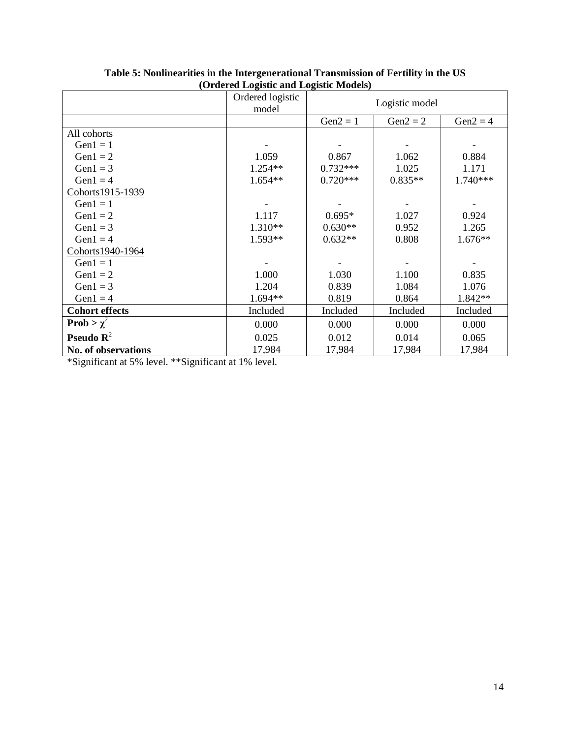**Table 5: Nonlinearities in the Intergenerational Transmission of Fertility in the US (Ordered Logistic and Logistic Models)**

| | Ordered logistic model | Logistic model | | |
|---|---|---|---|---|
| | | Gen2 = 1 | Gen2 = 2 | Gen2 = 4 |
| All cohorts | | | | |
| Gen1 = 1 | - | - | - | - |
| Gen1 = 2 | 1.059 | 0.867 | 1.062 | 0.884 |
| Gen1 = 3 | 1.254** | 0.732*** | 1.025 | 1.171 |
| Gen1 = 4 | 1.654** | 0.720*** | 0.835** | 1.740*** |
| Cohorts1915-1939 | | | | |
| Gen1 = 1 | - | - | - | - |
| Gen1 = 2 | 1.117 | 0.695* | 1.027 | 0.924 |
| Gen1 = 3 | 1.310** | 0.630** | 0.952 | 1.265 |
| Gen1 = 4 | 1.593** | 0.632** | 0.808 | 1.676** |
| Cohorts1940-1964 | | | | |
| Gen1 = 1 | - | - | - | - |
| Gen1 = 2 | 1.000 | 1.030 | 1.100 | 0.835 |
| Gen1 = 3 | 1.204 | 0.839 | 1.084 | 1.076 |
| Gen1 = 4 | 1.694** | 0.819 | 0.864 | 1.842** |
| **Cohort effects** | Included | Included | Included | Included |
| **Prob >** $\chi^2$ | 0.000 | 0.000 | 0.000 | 0.000 |
| **Pseudo** $R^2$ | 0.025 | 0.012 | 0.014 | 0.065 |
| **No. of observations** | 17,984 | 17,984 | 17,984 | 17,984 |

*Significant at 5% level. **Significant at 1% level.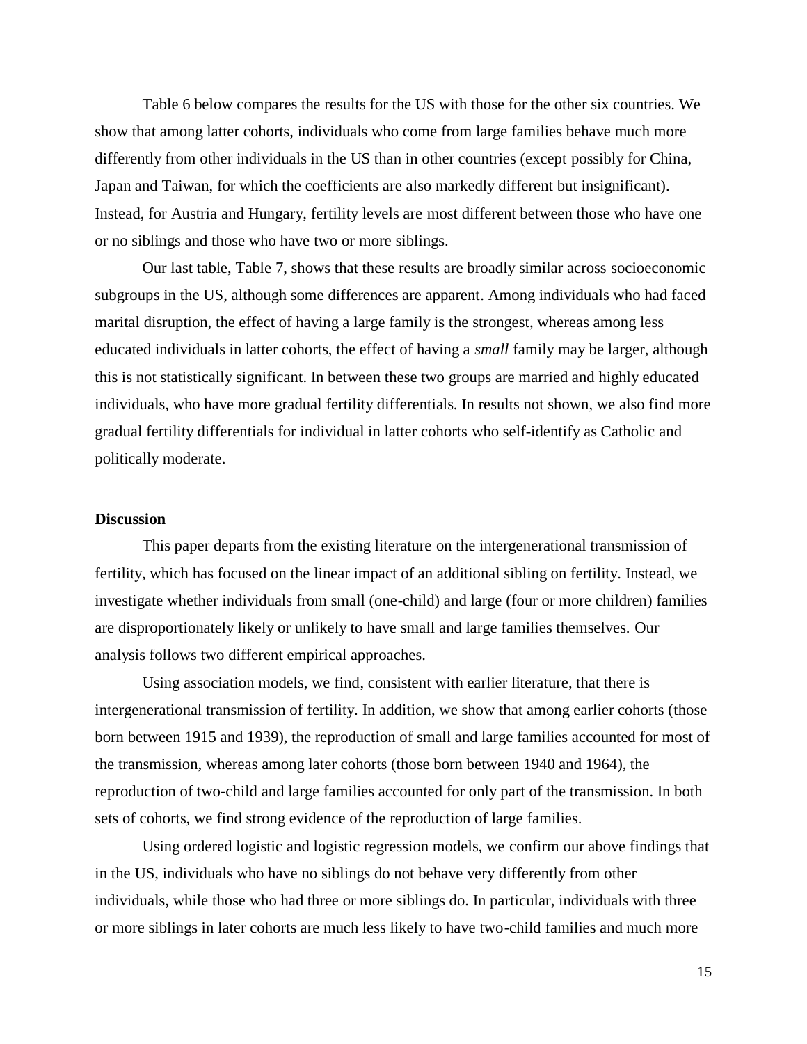Table 6 below compares the results for the US with those for the other six countries. We show that among latter cohorts, individuals who come from large families behave much more differently from other individuals in the US than in other countries (except possibly for China, Japan and Taiwan, for which the coefficients are also markedly different but insignificant). Instead, for Austria and Hungary, fertility levels are most different between those who have one or no siblings and those who have two or more siblings.

Our last table, Table 7, shows that these results are broadly similar across socioeconomic subgroups in the US, although some differences are apparent. Among individuals who had faced marital disruption, the effect of having a large family is the strongest, whereas among less educated individuals in latter cohorts, the effect of having a *small* family may be larger, although this is not statistically significant. In between these two groups are married and highly educated individuals, who have more gradual fertility differentials. In results not shown, we also find more gradual fertility differentials for individual in latter cohorts who self-identify as Catholic and politically moderate.

**Discussion**

This paper departs from the existing literature on the intergenerational transmission of fertility, which has focused on the linear impact of an additional sibling on fertility. Instead, we investigate whether individuals from small (one-child) and large (four or more children) families are disproportionately likely or unlikely to have small and large families themselves. Our analysis follows two different empirical approaches.

Using association models, we find, consistent with earlier literature, that there is intergenerational transmission of fertility. In addition, we show that among earlier cohorts (those born between 1915 and 1939), the reproduction of small and large families accounted for most of the transmission, whereas among later cohorts (those born between 1940 and 1964), the reproduction of two-child and large families accounted for only part of the transmission. In both sets of cohorts, we find strong evidence of the reproduction of large families.

Using ordered logistic and logistic regression models, we confirm our above findings that in the US, individuals who have no siblings do not behave very differently from other individuals, while those who had three or more siblings do. In particular, individuals with three or more siblings in later cohorts are much less likely to have two-child families and much more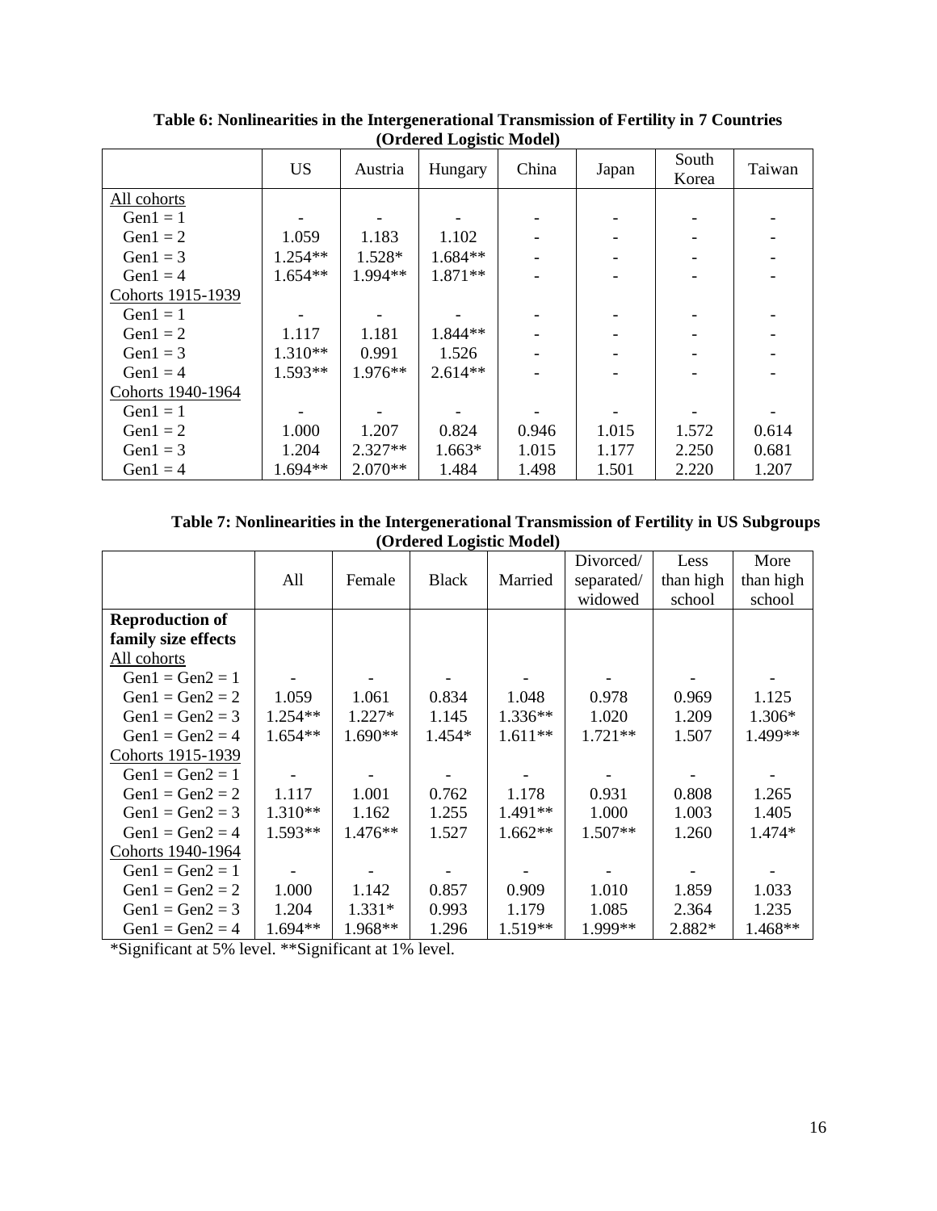**Table 6: Nonlinearities in the Intergenerational Transmission of Fertility in 7 Countries (Ordered Logistic Model)**

| | US | Austria | Hungary | China | Japan | South Korea | Taiwan |
|---|---|---|---|---|---|---|---|
| All cohorts | | | | | | | |
| Gen1 = 1 | - | - | - | - | - | - | - |
| Gen1 = 2 | 1.059 | 1.183 | 1.102 | - | - | - | - |
| Gen1 = 3 | 1.254** | 1.528* | 1.684** | - | - | - | - |
| Gen1 = 4 | 1.654** | 1.994** | 1.871** | - | - | - | - |
| Cohorts 1915-1939 | | | | | | | |
| Gen1 = 1 | - | - | - | - | - | - | - |
| Gen1 = 2 | 1.117 | 1.181 | 1.844** | - | - | - | - |
| Gen1 = 3 | 1.310** | 0.991 | 1.526 | - | - | - | - |
| Gen1 = 4 | 1.593** | 1.976** | 2.614** | - | - | - | - |
| Cohorts 1940-1964 | | | | | | | |
| Gen1 = 1 | - | - | - | - | - | - | - |
| Gen1 = 2 | 1.000 | 1.207 | 0.824 | 0.946 | 1.015 | 1.572 | 0.614 |
| Gen1 = 3 | 1.204 | 2.327** | 1.663* | 1.015 | 1.177 | 2.250 | 0.681 |
| Gen1 = 4 | 1.694** | 2.070** | 1.484 | 1.498 | 1.501 | 2.220 | 1.207 |

**Table 7: Nonlinearities in the Intergenerational Transmission of Fertility in US Subgroups (Ordered Logistic Model)**

| | All | Female | Black | Married | Divorced/ separated/ widowed | Less than high school | More than high school |
|---|---|---|---|---|---|---|---|
| **Reproduction of family size effects** | | | | | | | |
| All cohorts | | | | | | | |
| Gen1 = Gen2 = 1 | - | - | - | - | - | - | - |
| Gen1 = Gen2 = 2 | 1.059 | 1.061 | 0.834 | 1.048 | 0.978 | 0.969 | 1.125 |
| Gen1 = Gen2 = 3 | 1.254** | 1.227* | 1.145 | 1.336** | 1.020 | 1.209 | 1.306* |
| Gen1 = Gen2 = 4 | 1.654** | 1.690** | 1.454* | 1.611** | 1.721** | 1.507 | 1.499** |
| Cohorts 1915-1939 | | | | | | | |
| Gen1 = Gen2 = 1 | - | - | - | - | - | - | - |
| Gen1 = Gen2 = 2 | 1.117 | 1.001 | 0.762 | 1.178 | 0.931 | 0.808 | 1.265 |
| Gen1 = Gen2 = 3 | 1.310** | 1.162 | 1.255 | 1.491** | 1.000 | 1.003 | 1.405 |
| Gen1 = Gen2 = 4 | 1.593** | 1.476** | 1.527 | 1.662** | 1.507** | 1.260 | 1.474* |
| Cohorts 1940-1964 | | | | | | | |
| Gen1 = Gen2 = 1 | - | - | - | - | - | - | - |
| Gen1 = Gen2 = 2 | 1.000 | 1.142 | 0.857 | 0.909 | 1.010 | 1.859 | 1.033 |
| Gen1 = Gen2 = 3 | 1.204 | 1.331* | 0.993 | 1.179 | 1.085 | 2.364 | 1.235 |
| Gen1 = Gen2 = 4 | 1.694** | 1.968** | 1.296 | 1.519** | 1.999** | 2.882* | 1.468** |

*Significant at 5% level. **Significant at 1% level.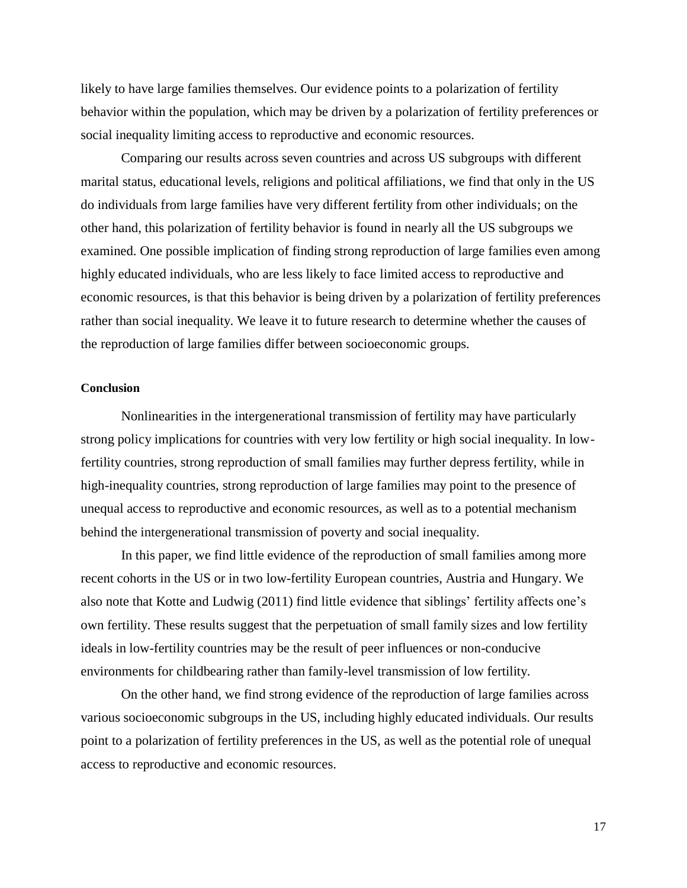likely to have large families themselves. Our evidence points to a polarization of fertility behavior within the population, which may be driven by a polarization of fertility preferences or social inequality limiting access to reproductive and economic resources.

Comparing our results across seven countries and across US subgroups with different marital status, educational levels, religions and political affiliations, we find that only in the US do individuals from large families have very different fertility from other individuals; on the other hand, this polarization of fertility behavior is found in nearly all the US subgroups we examined. One possible implication of finding strong reproduction of large families even among highly educated individuals, who are less likely to face limited access to reproductive and economic resources, is that this behavior is being driven by a polarization of fertility preferences rather than social inequality. We leave it to future research to determine whether the causes of the reproduction of large families differ between socioeconomic groups.

**Conclusion**

Nonlinearities in the intergenerational transmission of fertility may have particularly strong policy implications for countries with very low fertility or high social inequality. In low-fertility countries, strong reproduction of small families may further depress fertility, while in high-inequality countries, strong reproduction of large families may point to the presence of unequal access to reproductive and economic resources, as well as to a potential mechanism behind the intergenerational transmission of poverty and social inequality.

In this paper, we find little evidence of the reproduction of small families among more recent cohorts in the US or in two low-fertility European countries, Austria and Hungary. We also note that Kotte and Ludwig (2011) find little evidence that siblings' fertility affects one's own fertility. These results suggest that the perpetuation of small family sizes and low fertility ideals in low-fertility countries may be the result of peer influences or non-conducive environments for childbearing rather than family-level transmission of low fertility.

On the other hand, we find strong evidence of the reproduction of large families across various socioeconomic subgroups in the US, including highly educated individuals. Our results point to a polarization of fertility preferences in the US, as well as the potential role of unequal access to reproductive and economic resources.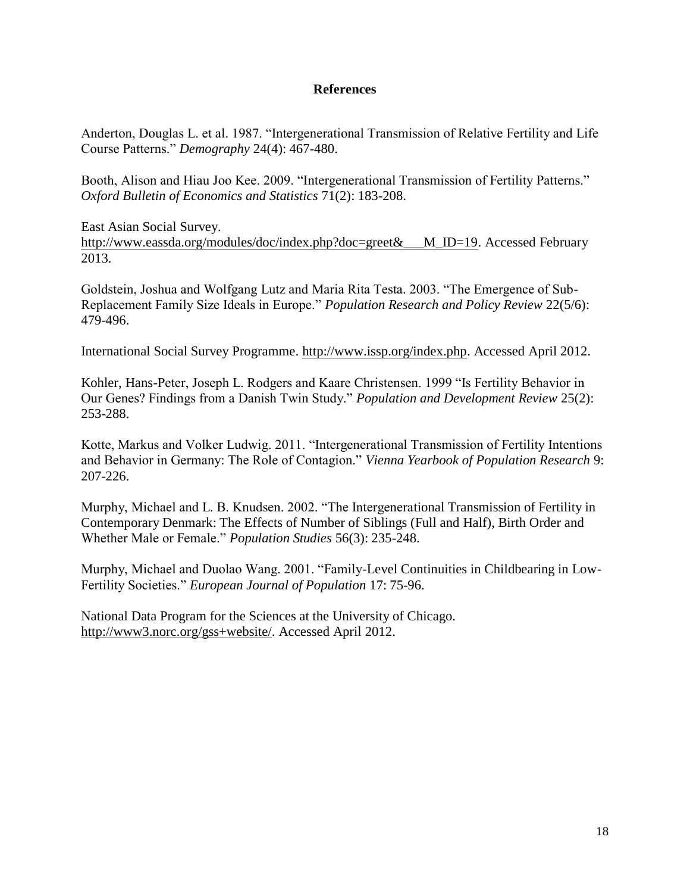# References

Anderton, Douglas L. et al. 1987. "Intergenerational Transmission of Relative Fertility and Life Course Patterns." *Demography* 24(4): 467-480.

Booth, Alison and Hiau Joo Kee. 2009. "Intergenerational Transmission of Fertility Patterns." *Oxford Bulletin of Economics and Statistics* 71(2): 183-208.

East Asian Social Survey. http://www.eassda.org/modules/doc/index.php?doc=greet&___M_ID=19. Accessed February 2013.

Goldstein, Joshua and Wolfgang Lutz and Maria Rita Testa. 2003. "The Emergence of Sub-Replacement Family Size Ideals in Europe." *Population Research and Policy Review* 22(5/6): 479-496.

International Social Survey Programme. http://www.issp.org/index.php. Accessed April 2012.

Kohler, Hans-Peter, Joseph L. Rodgers and Kaare Christensen. 1999 "Is Fertility Behavior in Our Genes? Findings from a Danish Twin Study." *Population and Development Review* 25(2): 253-288.

Kotte, Markus and Volker Ludwig. 2011. "Intergenerational Transmission of Fertility Intentions and Behavior in Germany: The Role of Contagion." *Vienna Yearbook of Population Research* 9: 207-226.

Murphy, Michael and L. B. Knudsen. 2002. "The Intergenerational Transmission of Fertility in Contemporary Denmark: The Effects of Number of Siblings (Full and Half), Birth Order and Whether Male or Female." *Population Studies* 56(3): 235-248.

Murphy, Michael and Duolao Wang. 2001. "Family-Level Continuities in Childbearing in Low-Fertility Societies." *European Journal of Population* 17: 75-96.

National Data Program for the Sciences at the University of Chicago. http://www3.norc.org/gss+website/. Accessed April 2012.